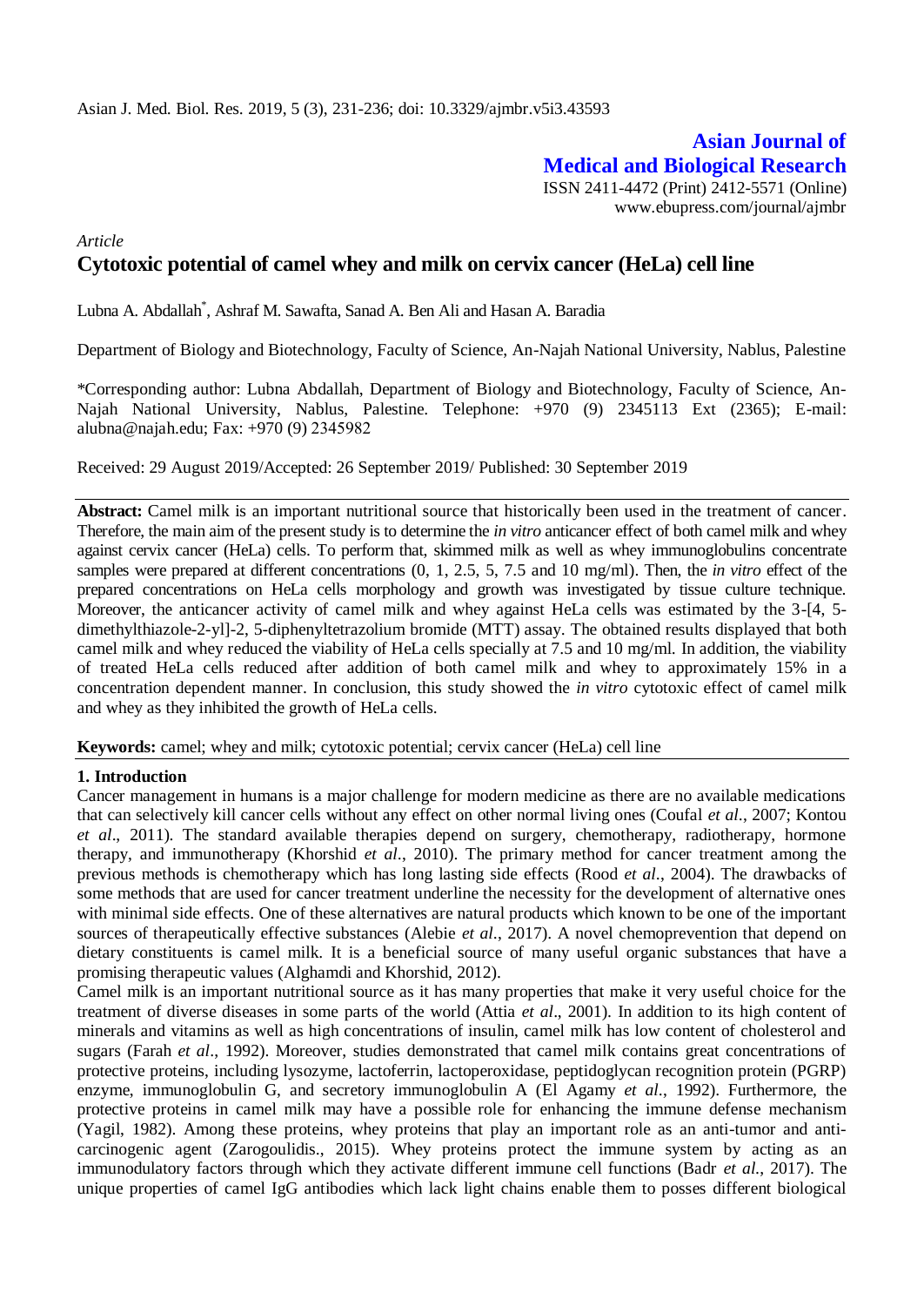## Asian Journal of Medical and Biological Research

ISSN 2411-4472 (Print) 2412-5571 (Online)
www.ebupress.com/journal/ajmbr

*Article*

# Cytotoxic potential of camel whey and milk on cervix cancer (HeLa) cell line

Lubna A. Abdallah*, Ashraf M. Sawafta, Sanad A. Ben Ali and Hasan A. Baradia

Department of Biology and Biotechnology, Faculty of Science, An-Najah National University, Nablus, Palestine

*Corresponding author: Lubna Abdallah, Department of Biology and Biotechnology, Faculty of Science, An-Najah National University, Nablus, Palestine. Telephone: +970 (9) 2345113 Ext (2365); E-mail: alubna@najah.edu; Fax: +970 (9) 2345982

Received: 29 August 2019/Accepted: 26 September 2019/ Published: 30 September 2019

**Abstract:** Camel milk is an important nutritional source that historically been used in the treatment of cancer. Therefore, the main aim of the present study is to determine the *in vitro* anticancer effect of both camel milk and whey against cervix cancer (HeLa) cells. To perform that, skimmed milk as well as whey immunoglobulins concentrate samples were prepared at different concentrations (0, 1, 2.5, 5, 7.5 and 10 mg/ml). Then, the *in vitro* effect of the prepared concentrations on HeLa cells morphology and growth was investigated by tissue culture technique. Moreover, the anticancer activity of camel milk and whey against HeLa cells was estimated by the 3-[4, 5-dimethylthiazole-2-yl]-2, 5-diphenyltetrazolium bromide (MTT) assay. The obtained results displayed that both camel milk and whey reduced the viability of HeLa cells specially at 7.5 and 10 mg/ml. In addition, the viability of treated HeLa cells reduced after addition of both camel milk and whey to approximately 15% in a concentration dependent manner. In conclusion, this study showed the *in vitro* cytotoxic effect of camel milk and whey as they inhibited the growth of HeLa cells.

**Keywords:** camel; whey and milk; cytotoxic potential; cervix cancer (HeLa) cell line

## 1. Introduction

Cancer management in humans is a major challenge for modern medicine as there are no available medications that can selectively kill cancer cells without any effect on other normal living ones (Coufal *et al*., 2007; Kontou *et al*., 2011). The standard available therapies depend on surgery, chemotherapy, radiotherapy, hormone therapy, and immunotherapy (Khorshid *et al*., 2010). The primary method for cancer treatment among the previous methods is chemotherapy which has long lasting side effects (Rood *et al*., 2004). The drawbacks of some methods that are used for cancer treatment underline the necessity for the development of alternative ones with minimal side effects. One of these alternatives are natural products which known to be one of the important sources of therapeutically effective substances (Alebie *et al*., 2017). A novel chemoprevention that depend on dietary constituents is camel milk. It is a beneficial source of many useful organic substances that have a promising therapeutic values (Alghamdi and Khorshid, 2012).

Camel milk is an important nutritional source as it has many properties that make it very useful choice for the treatment of diverse diseases in some parts of the world (Attia *et al*., 2001). In addition to its high content of minerals and vitamins as well as high concentrations of insulin, camel milk has low content of cholesterol and sugars (Farah *et al*., 1992). Moreover, studies demonstrated that camel milk contains great concentrations of protective proteins, including lysozyme, lactoferrin, lactoperoxidase, peptidoglycan recognition protein (PGRP) enzyme, immunoglobulin G, and secretory immunoglobulin A (El Agamy *et al*., 1992). Furthermore, the protective proteins in camel milk may have a possible role for enhancing the immune defense mechanism (Yagil, 1982). Among these proteins, whey proteins that play an important role as an anti-tumor and anti-carcinogenic agent (Zarogoulidis., 2015). Whey proteins protect the immune system by acting as an immunodulatory factors through which they activate different immune cell functions (Badr *et al*., 2017). The unique properties of camel IgG antibodies which lack light chains enable them to posses different biological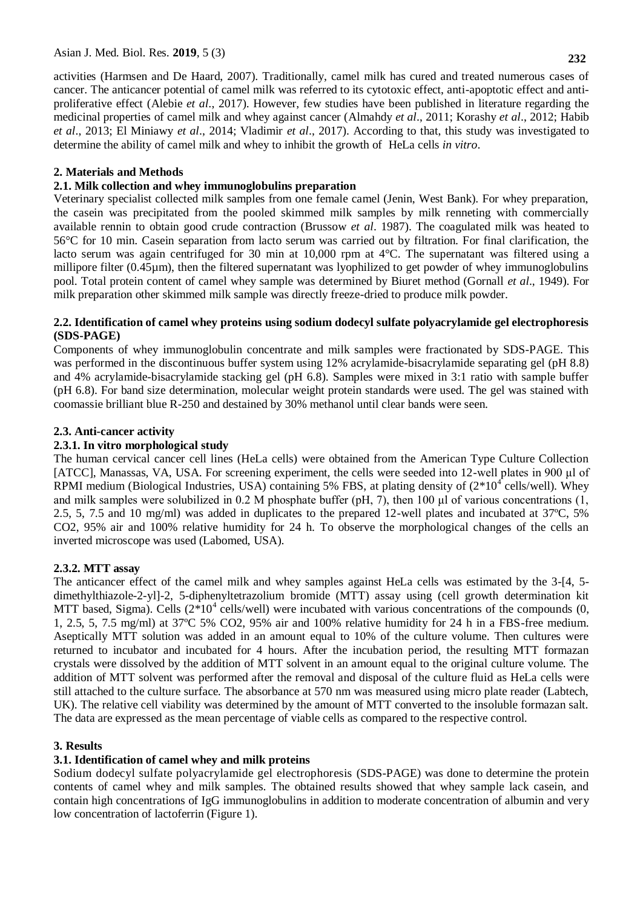activities (Harmsen and De Haard, 2007). Traditionally, camel milk has cured and treated numerous cases of cancer. The anticancer potential of camel milk was referred to its cytotoxic effect, anti-apoptotic effect and anti-proliferative effect (Alebie *et al*., 2017). However, few studies have been published in literature regarding the medicinal properties of camel milk and whey against cancer (Almahdy *et al*., 2011; Korashy *et al*., 2012; Habib *et al*., 2013; El Miniawy *et al*., 2014; Vladimir *et al*., 2017). According to that, this study was investigated to determine the ability of camel milk and whey to inhibit the growth of HeLa cells *in vitro*.

## 2. Materials and Methods

### 2.1. Milk collection and whey immunoglobulins preparation

Veterinary specialist collected milk samples from one female camel (Jenin, West Bank). For whey preparation, the casein was precipitated from the pooled skimmed milk samples by milk renneting with commercially available rennin to obtain good crude contraction (Brussow *et al*. 1987). The coagulated milk was heated to 56°C for 10 min. Casein separation from lacto serum was carried out by filtration. For final clarification, the lacto serum was again centrifuged for 30 min at 10,000 rpm at 4°C. The supernatant was filtered using a millipore filter (0.45µm), then the filtered supernatant was lyophilized to get powder of whey immunoglobulins pool. Total protein content of camel whey sample was determined by Biuret method (Gornall *et al*., 1949). For milk preparation other skimmed milk sample was directly freeze-dried to produce milk powder.

### 2.2. Identification of camel whey proteins using sodium dodecyl sulfate polyacrylamide gel electrophoresis (SDS-PAGE)

Components of whey immunoglobulin concentrate and milk samples were fractionated by SDS-PAGE. This was performed in the discontinuous buffer system using 12% acrylamide-bisacrylamide separating gel (pH 8.8) and 4% acrylamide-bisacrylamide stacking gel (pH 6.8). Samples were mixed in 3:1 ratio with sample buffer (pH 6.8). For band size determination, molecular weight protein standards were used. The gel was stained with coomassie brilliant blue R-250 and destained by 30% methanol until clear bands were seen.

### 2.3. Anti-cancer activity

#### 2.3.1. In vitro morphological study

The human cervical cancer cell lines (HeLa cells) were obtained from the American Type Culture Collection [ATCC], Manassas, VA, USA. For screening experiment, the cells were seeded into 12-well plates in 900 µl of RPMI medium (Biological Industries, USA) containing 5% FBS, at plating density of ($2*10^4$ cells/well). Whey and milk samples were solubilized in 0.2 M phosphate buffer (pH, 7), then 100 µl of various concentrations (1, 2.5, 5, 7.5 and 10 mg/ml) was added in duplicates to the prepared 12-well plates and incubated at 37ºC, 5% CO2, 95% air and 100% relative humidity for 24 h. To observe the morphological changes of the cells an inverted microscope was used (Labomed, USA).

#### 2.3.2. MTT assay

The anticancer effect of the camel milk and whey samples against HeLa cells was estimated by the 3-[4, 5-dimethylthiazole-2-yl]-2, 5-diphenyltetrazolium bromide (MTT) assay using (cell growth determination kit MTT based, Sigma). Cells ($2*10^4$ cells/well) were incubated with various concentrations of the compounds (0, 1, 2.5, 5, 7.5 mg/ml) at 37ºC 5% CO2, 95% air and 100% relative humidity for 24 h in a FBS-free medium. Aseptically MTT solution was added in an amount equal to 10% of the culture volume. Then cultures were returned to incubator and incubated for 4 hours. After the incubation period, the resulting MTT formazan crystals were dissolved by the addition of MTT solvent in an amount equal to the original culture volume. The addition of MTT solvent was performed after the removal and disposal of the culture fluid as HeLa cells were still attached to the culture surface. The absorbance at 570 nm was measured using micro plate reader (Labtech, UK). The relative cell viability was determined by the amount of MTT converted to the insoluble formazan salt. The data are expressed as the mean percentage of viable cells as compared to the respective control.

## 3. Results

### 3.1. Identification of camel whey and milk proteins

Sodium dodecyl sulfate polyacrylamide gel electrophoresis (SDS-PAGE) was done to determine the protein contents of camel whey and milk samples. The obtained results showed that whey sample lack casein, and contain high concentrations of IgG immunoglobulins in addition to moderate concentration of albumin and very low concentration of lactoferrin (Figure 1).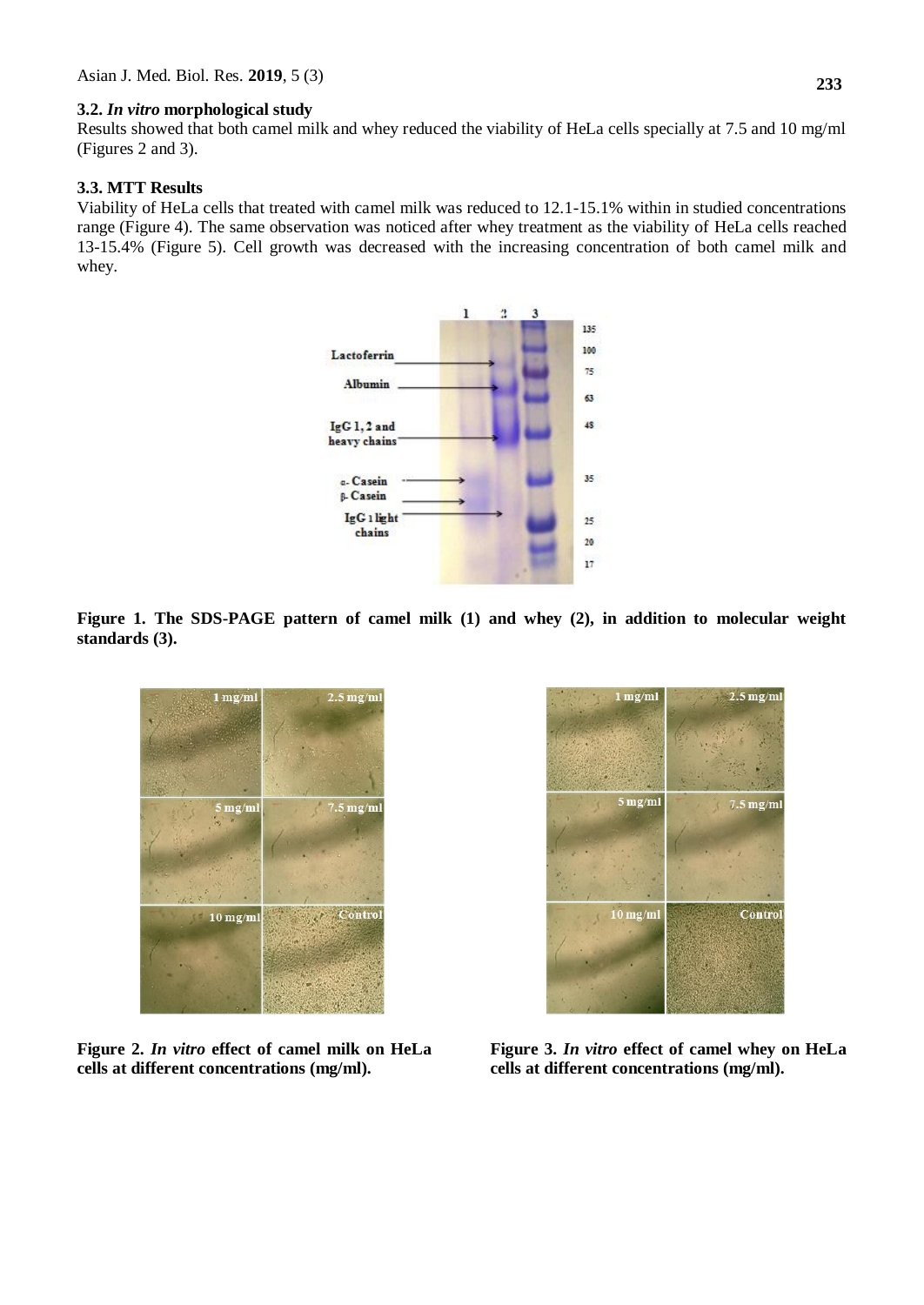### 3.2. *In vitro* morphological study

Results showed that both camel milk and whey reduced the viability of HeLa cells specially at 7.5 and 10 mg/ml (Figures 2 and 3).

### 3.3. MTT Results

Viability of HeLa cells that treated with camel milk was reduced to 12.1-15.1% within in studied concentrations range (Figure 4). The same observation was noticed after whey treatment as the viability of HeLa cells reached 13-15.4% (Figure 5). Cell growth was decreased with the increasing concentration of both camel milk and whey.

**Figure 1. The SDS-PAGE pattern of camel milk (1) and whey (2), in addition to molecular weight standards (3).**

**Figure 2. *In vitro* effect of camel milk on HeLa cells at different concentrations (mg/ml).**

**Figure 3. *In vitro* effect of camel whey on HeLa cells at different concentrations (mg/ml).**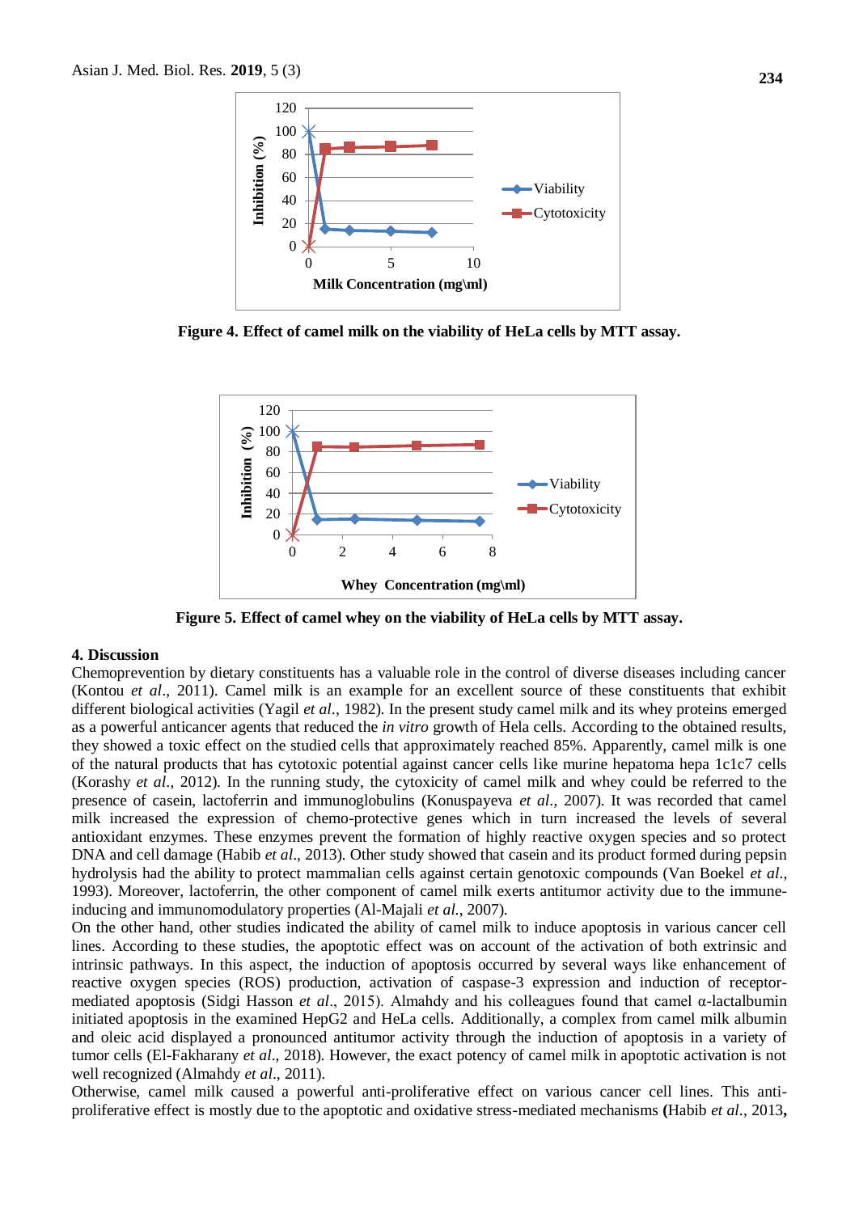Figure 4. Effect of camel milk on the viability of HeLa cells by MTT assay.

Figure 5. Effect of camel whey on the viability of HeLa cells by MTT assay.

## 4. Discussion

Chemoprevention by dietary constituents has a valuable role in the control of diverse diseases including cancer (Kontou *et al*., 2011). Camel milk is an example for an excellent source of these constituents that exhibit different biological activities (Yagil *et al*., 1982). In the present study camel milk and its whey proteins emerged as a powerful anticancer agents that reduced the *in vitro* growth of Hela cells. According to the obtained results, they showed a toxic effect on the studied cells that approximately reached 85%. Apparently, camel milk is one of the natural products that has cytotoxic potential against cancer cells like murine hepatoma hepa 1c1c7 cells (Korashy *et al*., 2012). In the running study, the cytoxicity of camel milk and whey could be referred to the presence of casein, lactoferrin and immunoglobulins (Konuspayeva *et al*., 2007). It was recorded that camel milk increased the expression of chemo-protective genes which in turn increased the levels of several antioxidant enzymes. These enzymes prevent the formation of highly reactive oxygen species and so protect DNA and cell damage (Habib *et al*., 2013). Other study showed that casein and its product formed during pepsin hydrolysis had the ability to protect mammalian cells against certain genotoxic compounds (Van Boekel *et al*., 1993). Moreover, lactoferrin, the other component of camel milk exerts antitumor activity due to the immune-inducing and immunomodulatory properties (Al-Majali *et al*., 2007).

On the other hand, other studies indicated the ability of camel milk to induce apoptosis in various cancer cell lines. According to these studies, the apoptotic effect was on account of the activation of both extrinsic and intrinsic pathways. In this aspect, the induction of apoptosis occurred by several ways like enhancement of reactive oxygen species (ROS) production, activation of caspase-3 expression and induction of receptor-mediated apoptosis (Sidgi Hasson *et al*., 2015). Almahdy and his colleagues found that camel α-lactalbumin initiated apoptosis in the examined HepG2 and HeLa cells. Additionally, a complex from camel milk albumin and oleic acid displayed a pronounced antitumor activity through the induction of apoptosis in a variety of tumor cells (El-Fakharany *et al*., 2018). However, the exact potency of camel milk in apoptotic activation is not well recognized (Almahdy *et al*., 2011).

Otherwise, camel milk caused a powerful anti-proliferative effect on various cancer cell lines. This anti-proliferative effect is mostly due to the apoptotic and oxidative stress-mediated mechanisms **(**Habib *et al*., 2013**,**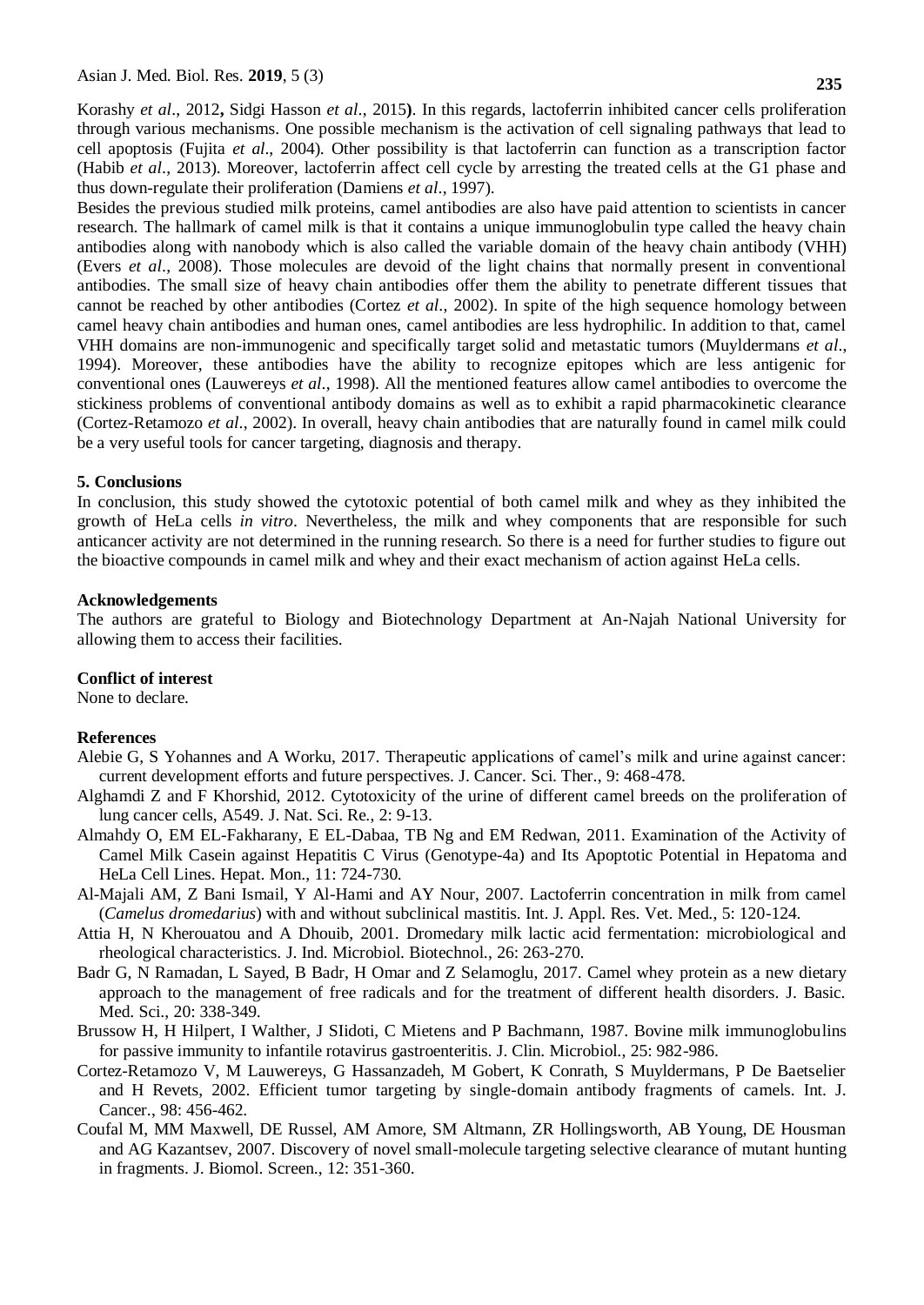Korashy *et al*., 2012**,** Sidgi Hasson *et al*., 2015**)**. In this regards, lactoferrin inhibited cancer cells proliferation through various mechanisms. One possible mechanism is the activation of cell signaling pathways that lead to cell apoptosis (Fujita *et al*., 2004). Other possibility is that lactoferrin can function as a transcription factor (Habib *et al*., 2013). Moreover, lactoferrin affect cell cycle by arresting the treated cells at the G1 phase and thus down-regulate their proliferation (Damiens *et al*., 1997).

Besides the previous studied milk proteins, camel antibodies are also have paid attention to scientists in cancer research. The hallmark of camel milk is that it contains a unique immunoglobulin type called the heavy chain antibodies along with nanobody which is also called the variable domain of the heavy chain antibody (VHH) (Evers *et al*., 2008). Those molecules are devoid of the light chains that normally present in conventional antibodies. The small size of heavy chain antibodies offer them the ability to penetrate different tissues that cannot be reached by other antibodies (Cortez *et al*., 2002). In spite of the high sequence homology between camel heavy chain antibodies and human ones, camel antibodies are less hydrophilic. In addition to that, camel VHH domains are non-immunogenic and specifically target solid and metastatic tumors (Muyldermans *et al*., 1994). Moreover, these antibodies have the ability to recognize epitopes which are less antigenic for conventional ones (Lauwereys *et al*., 1998). All the mentioned features allow camel antibodies to overcome the stickiness problems of conventional antibody domains as well as to exhibit a rapid pharmacokinetic clearance (Cortez-Retamozo *et al*., 2002). In overall, heavy chain antibodies that are naturally found in camel milk could be a very useful tools for cancer targeting, diagnosis and therapy.

## 5. Conclusions

In conclusion, this study showed the cytotoxic potential of both camel milk and whey as they inhibited the growth of HeLa cells *in vitro*. Nevertheless, the milk and whey components that are responsible for such anticancer activity are not determined in the running research. So there is a need for further studies to figure out the bioactive compounds in camel milk and whey and their exact mechanism of action against HeLa cells.

## Acknowledgements

The authors are grateful to Biology and Biotechnology Department at An-Najah National University for allowing them to access their facilities.

## Conflict of interest

None to declare.

## References

Alebie G, S Yohannes and A Worku, 2017. Therapeutic applications of camel's milk and urine against cancer: current development efforts and future perspectives. J. Cancer. Sci. Ther., 9: 468-478.

Alghamdi Z and F Khorshid, 2012. Cytotoxicity of the urine of different camel breeds on the proliferation of lung cancer cells, A549. J. Nat. Sci. Re., 2: 9-13.

Almahdy O, EM EL-Fakharany, E EL-Dabaa, TB Ng and EM Redwan, 2011. Examination of the Activity of Camel Milk Casein against Hepatitis C Virus (Genotype-4a) and Its Apoptotic Potential in Hepatoma and HeLa Cell Lines. Hepat. Mon., 11: 724-730.

Al-Majali AM, Z Bani Ismail, Y Al-Hami and AY Nour, 2007. Lactoferrin concentration in milk from camel (*Camelus dromedarius*) with and without subclinical mastitis. Int. J. Appl. Res. Vet. Med., 5: 120-124.

Attia H, N Kherouatou and A Dhouib, 2001. Dromedary milk lactic acid fermentation: microbiological and rheological characteristics. J. Ind. Microbiol. Biotechnol., 26: 263-270.

Badr G, N Ramadan, L Sayed, B Badr, H Omar and Z Selamoglu, 2017. Camel whey protein as a new dietary approach to the management of free radicals and for the treatment of different health disorders. J. Basic. Med. Sci., 20: 338-349.

Brussow H, H Hilpert, I Walther, J SIidoti, C Mietens and P Bachmann, 1987. Bovine milk immunoglobulins for passive immunity to infantile rotavirus gastroenteritis. J. Clin. Microbiol., 25: 982-986.

Cortez-Retamozo V, M Lauwereys, G Hassanzadeh, M Gobert, K Conrath, S Muyldermans, P De Baetselier and H Revets, 2002. Efficient tumor targeting by single-domain antibody fragments of camels. Int. J. Cancer., 98: 456-462.

Coufal M, MM Maxwell, DE Russel, AM Amore, SM Altmann, ZR Hollingsworth, AB Young, DE Housman and AG Kazantsev, 2007. Discovery of novel small-molecule targeting selective clearance of mutant hunting in fragments. J. Biomol. Screen., 12: 351-360.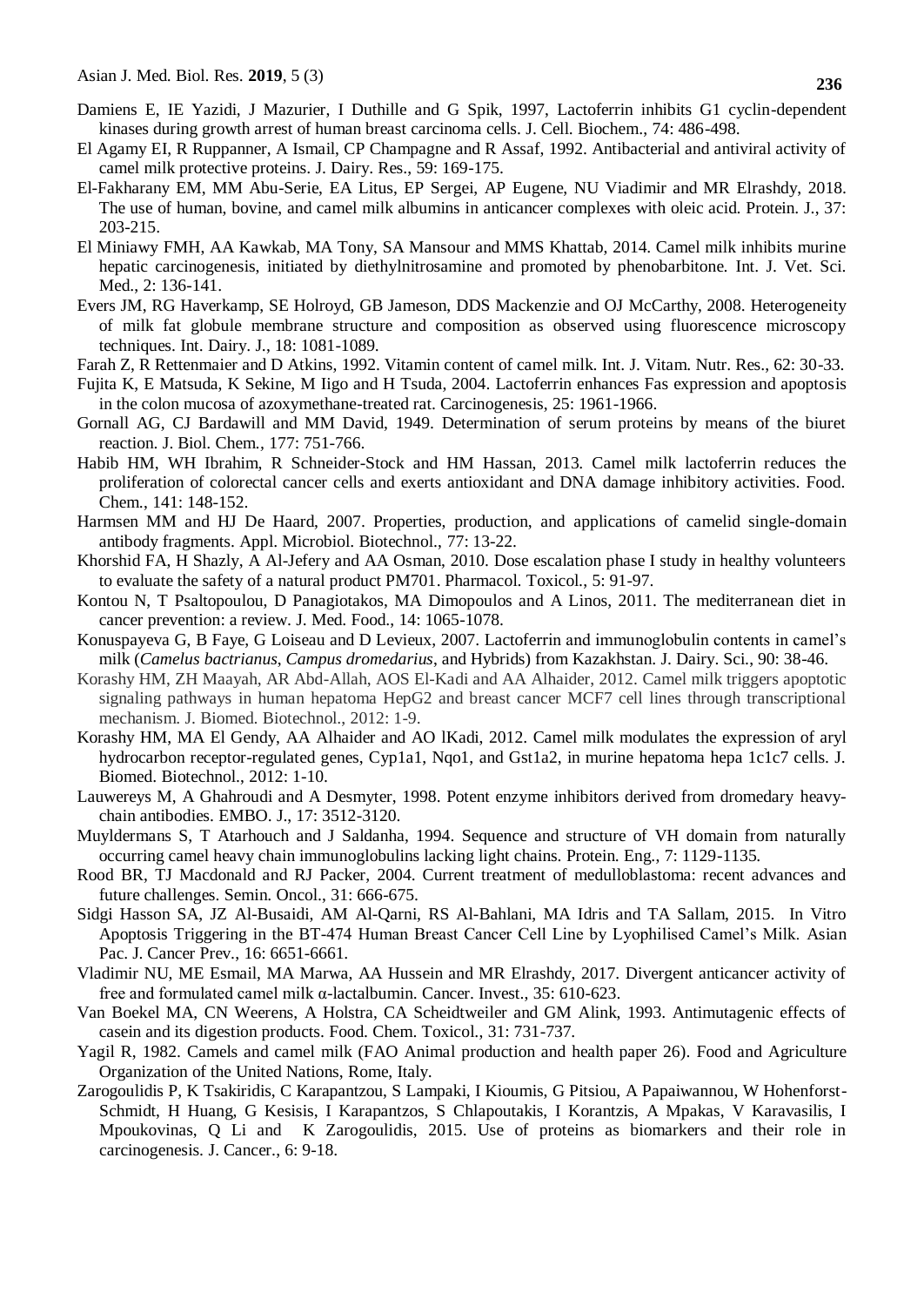Damiens E, IE Yazidi, J Mazurier, I Duthille and G Spik, 1997, Lactoferrin inhibits G1 cyclin-dependent kinases during growth arrest of human breast carcinoma cells. J. Cell. Biochem., 74: 486-498.

El Agamy EI, R Ruppanner, A Ismail, CP Champagne and R Assaf, 1992. Antibacterial and antiviral activity of camel milk protective proteins. J. Dairy. Res., 59: 169-175.

El-Fakharany EM, MM Abu-Serie, EA Litus, EP Sergei, AP Eugene, NU Viadimir and MR Elrashdy, 2018. The use of human, bovine, and camel milk albumins in anticancer complexes with oleic acid. Protein. J., 37: 203-215.

El Miniawy FMH, AA Kawkab, MA Tony, SA Mansour and MMS Khattab, 2014. Camel milk inhibits murine hepatic carcinogenesis, initiated by diethylnitrosamine and promoted by phenobarbitone. Int. J. Vet. Sci. Med., 2: 136-141.

Evers JM, RG Haverkamp, SE Holroyd, GB Jameson, DDS Mackenzie and OJ McCarthy, 2008. Heterogeneity of milk fat globule membrane structure and composition as observed using fluorescence microscopy techniques. Int. Dairy. J., 18: 1081-1089.

Farah Z, R Rettenmaier and D Atkins, 1992. Vitamin content of camel milk. Int. J. Vitam. Nutr. Res., 62: 30-33.

Fujita K, E Matsuda, K Sekine, M Iigo and H Tsuda, 2004. Lactoferrin enhances Fas expression and apoptosis in the colon mucosa of azoxymethane-treated rat. Carcinogenesis, 25: 1961-1966.

Gornall AG, CJ Bardawill and MM David, 1949. Determination of serum proteins by means of the biuret reaction. J. Biol. Chem., 177: 751-766.

Habib HM, WH Ibrahim, R Schneider-Stock and HM Hassan, 2013. Camel milk lactoferrin reduces the proliferation of colorectal cancer cells and exerts antioxidant and DNA damage inhibitory activities. Food. Chem., 141: 148-152.

Harmsen MM and HJ De Haard, 2007. Properties, production, and applications of camelid single-domain antibody fragments. Appl. Microbiol. Biotechnol., 77: 13-22.

Khorshid FA, H Shazly, A Al-Jefery and AA Osman, 2010. Dose escalation phase I study in healthy volunteers to evaluate the safety of a natural product PM701. Pharmacol. Toxicol., 5: 91-97.

Kontou N, T Psaltopoulou, D Panagiotakos, MA Dimopoulos and A Linos, 2011. The mediterranean diet in cancer prevention: a review. J. Med. Food., 14: 1065-1078.

Konuspayeva G, B Faye, G Loiseau and D Levieux, 2007. Lactoferrin and immunoglobulin contents in camel's milk (*Camelus bactrianus*, *Campus dromedarius*, and Hybrids) from Kazakhstan. J. Dairy. Sci., 90: 38-46.

Korashy HM, ZH Maayah, AR Abd-Allah, AOS El-Kadi and AA Alhaider, 2012. Camel milk triggers apoptotic signaling pathways in human hepatoma HepG2 and breast cancer MCF7 cell lines through transcriptional mechanism. J. Biomed. Biotechnol., 2012: 1-9.

Korashy HM, MA El Gendy, AA Alhaider and AO lKadi, 2012. Camel milk modulates the expression of aryl hydrocarbon receptor-regulated genes, Cyp1a1, Nqo1, and Gst1a2, in murine hepatoma hepa 1c1c7 cells. J. Biomed. Biotechnol., 2012: 1-10.

Lauwereys M, A Ghahroudi and A Desmyter, 1998. Potent enzyme inhibitors derived from dromedary heavy-chain antibodies. EMBO. J., 17: 3512-3120.

Muyldermans S, T Atarhouch and J Saldanha, 1994. Sequence and structure of VH domain from naturally occurring camel heavy chain immunoglobulins lacking light chains. Protein. Eng., 7: 1129-1135.

Rood BR, TJ Macdonald and RJ Packer, 2004. Current treatment of medulloblastoma: recent advances and future challenges. Semin. Oncol., 31: 666-675.

Sidgi Hasson SA, JZ Al-Busaidi, AM Al-Qarni, RS Al-Bahlani, MA Idris and TA Sallam, 2015. In Vitro Apoptosis Triggering in the BT-474 Human Breast Cancer Cell Line by Lyophilised Camel's Milk. Asian Pac. J. Cancer Prev., 16: 6651-6661.

Vladimir NU, ME Esmail, MA Marwa, AA Hussein and MR Elrashdy, 2017. Divergent anticancer activity of free and formulated camel milk α-lactalbumin. Cancer. Invest., 35: 610-623.

Van Boekel MA, CN Weerens, A Holstra, CA Scheidtweiler and GM Alink, 1993. Antimutagenic effects of casein and its digestion products. Food. Chem. Toxicol., 31: 731-737.

Yagil R, 1982. Camels and camel milk (FAO Animal production and health paper 26). Food and Agriculture Organization of the United Nations, Rome, Italy.

Zarogoulidis P, K Tsakiridis, C Karapantzou, S Lampaki, I Kioumis, G Pitsiou, A Papaiwannou, W Hohenforst-Schmidt, H Huang, G Kesisis, I Karapantzos, S Chlapoutakis, I Korantzis, A Mpakas, V Karavasilis, I Mpoukovinas, Q Li and K Zarogoulidis, 2015. Use of proteins as biomarkers and their role in carcinogenesis. J. Cancer., 6: 9-18.